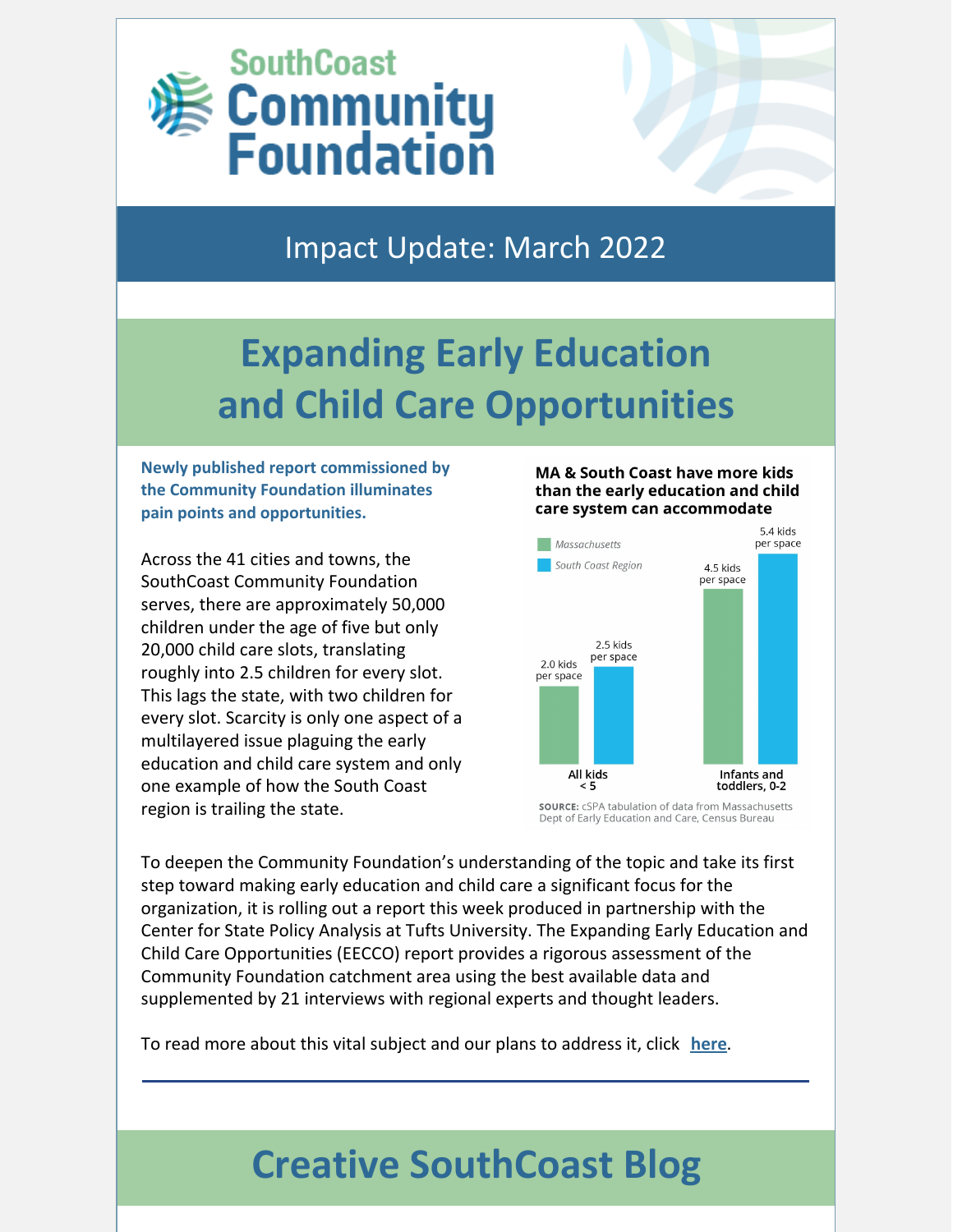# SouthCoast Community Foundation

## Impact Update: March 2022

# Expanding Early Education and Child Care Opportunities

**Newly published report commissioned by the Community Foundation illuminates pain points and opportunities.**

Across the 41 cities and towns, the SouthCoast Community Foundation serves, there are approximately 50,000 children under the age of five but only 20,000 child care slots, translating roughly into 2.5 children for every slot. This lags the state, with two children for every slot. Scarcity is only one aspect of a multilayered issue plaguing the early education and child care system and only one example of how the South Coast region is trailing the state.

**MA & South Coast have more kids than the early education and child care system can accommodate**

*Massachusetts*

*South Coast Region*

2.0 kids per space

2.5 kids per space

4.5 kids per space

5.4 kids per space

All kids < 5

Infants and toddlers, 0-2

**SOURCE:** cSPA tabulation of data from Massachusetts Dept of Early Education and Care, Census Bureau

To deepen the Community Foundation's understanding of the topic and take its first step toward making early education and child care a significant focus for the organization, it is rolling out a report this week produced in partnership with the Center for State Policy Analysis at Tufts University. The Expanding Early Education and Child Care Opportunities (EECCO) report provides a rigorous assessment of the Community Foundation catchment area using the best available data and supplemented by 21 interviews with regional experts and thought leaders.

To read more about this vital subject and our plans to address it, click **here**.

---

# Creative SouthCoast Blog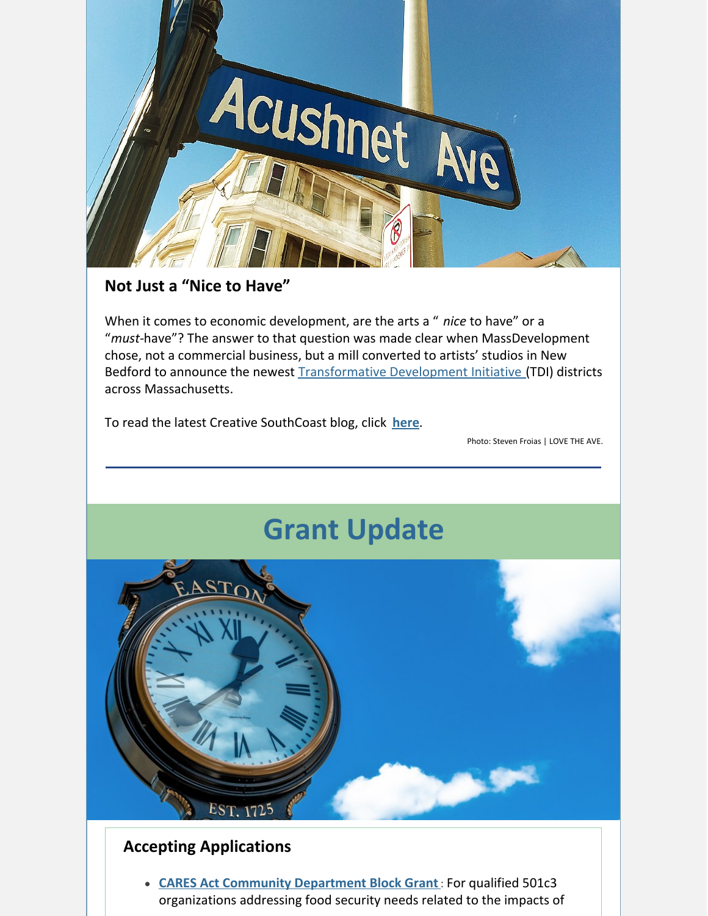## Not Just a "Nice to Have"

When it comes to economic development, are the arts a " *nice* to have" or a "*must*-have"? The answer to that question was made clear when MassDevelopment chose, not a commercial business, but a mill converted to artists' studios in New Bedford to announce the newest Transformative Development Initiative (TDI) districts across Massachusetts.

To read the latest Creative SouthCoast blog, click **here**.

Photo: Steven Froias | LOVE THE AVE.

# Grant Update

### Accepting Applications

- **CARES Act Community Department Block Grant**: For qualified 501c3 organizations addressing food security needs related to the impacts of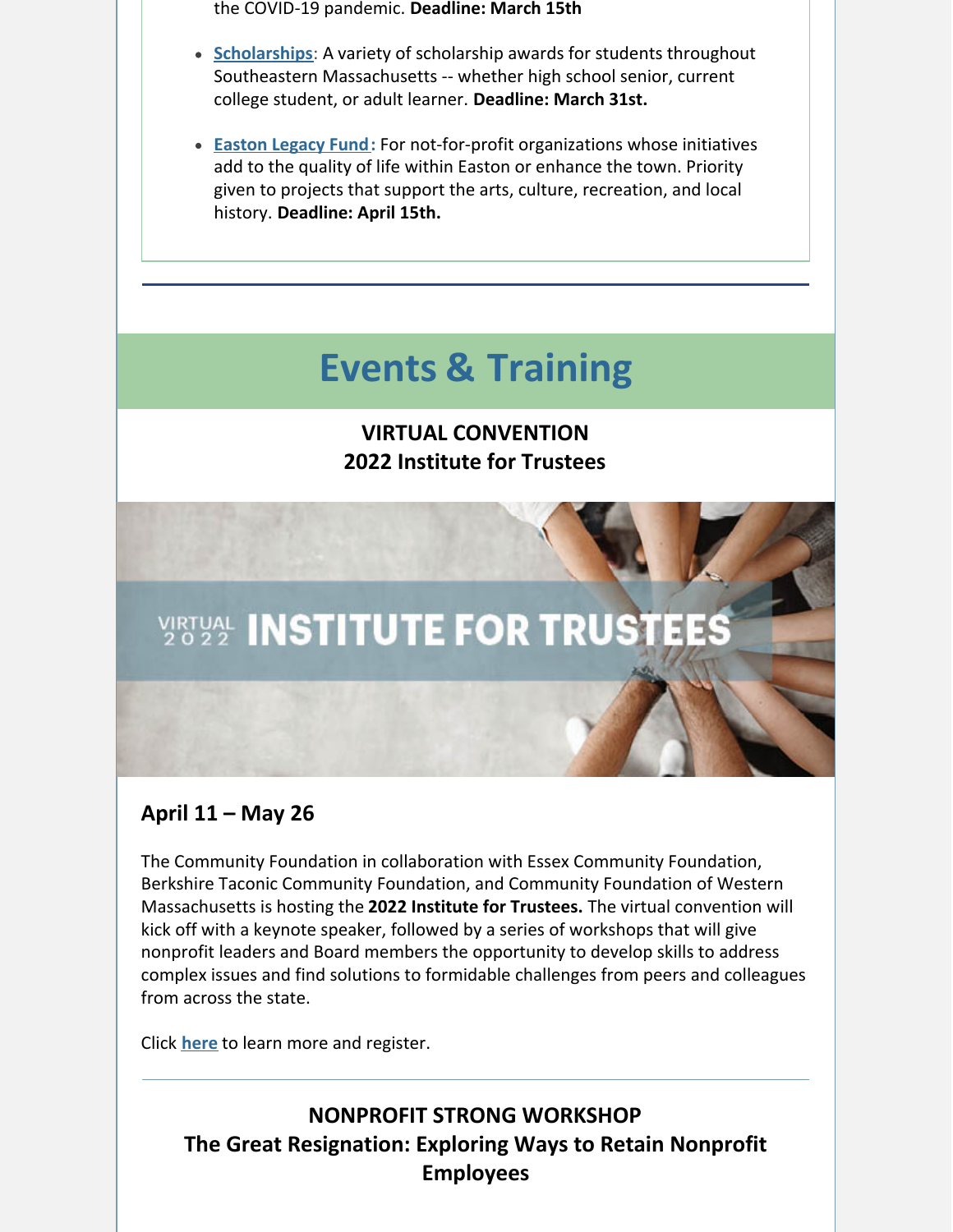the COVID-19 pandemic. **Deadline: March 15th**

- **Scholarships**: A variety of scholarship awards for students throughout Southeastern Massachusetts -- whether high school senior, current college student, or adult learner. **Deadline: March 31st.**
- **Easton Legacy Fund:** For not-for-profit organizations whose initiatives add to the quality of life within Easton or enhance the town. Priority given to projects that support the arts, culture, recreation, and local history. **Deadline: April 15th.**

---

# Events & Training

**VIRTUAL CONVENTION**
**2022 Institute for Trustees**

VIRTUAL 2022 INSTITUTE FOR TRUSTEES

### April 11 – May 26

The Community Foundation in collaboration with Essex Community Foundation, Berkshire Taconic Community Foundation, and Community Foundation of Western Massachusetts is hosting the **2022 Institute for Trustees.** The virtual convention will kick off with a keynote speaker, followed by a series of workshops that will give nonprofit leaders and Board members the opportunity to develop skills to address complex issues and find solutions to formidable challenges from peers and colleagues from across the state.

Click **here** to learn more and register.

---

**NONPROFIT STRONG WORKSHOP**
**The Great Resignation: Exploring Ways to Retain Nonprofit Employees**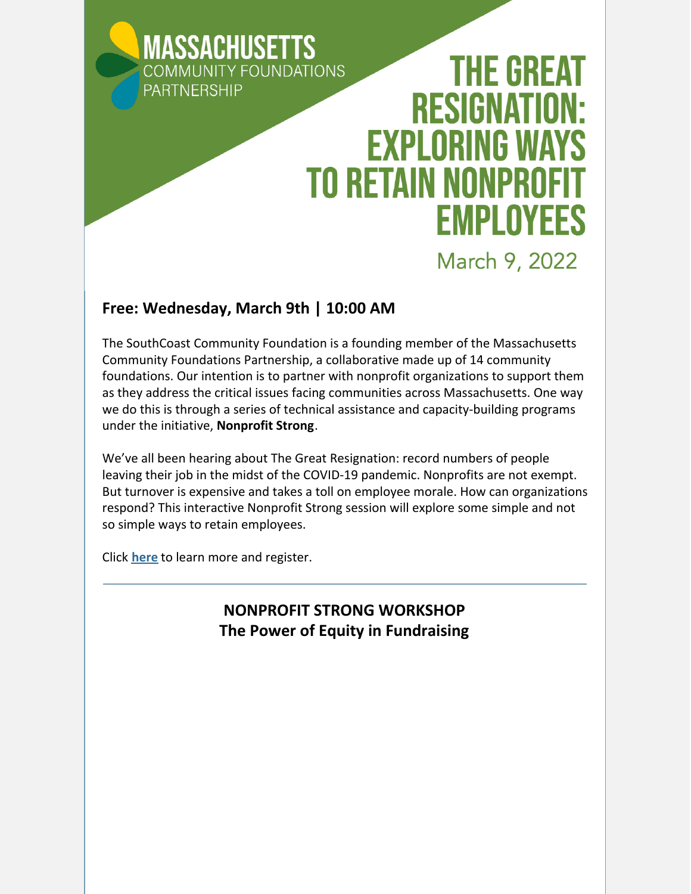MASSACHUSETTS
COMMUNITY FOUNDATIONS
PARTNERSHIP

# THE GREAT RESIGNATION: EXPLORING WAYS TO RETAIN NONPROFIT EMPLOYEES

March 9, 2022

### Free: Wednesday, March 9th | 10:00 AM

The SouthCoast Community Foundation is a founding member of the Massachusetts Community Foundations Partnership, a collaborative made up of 14 community foundations. Our intention is to partner with nonprofit organizations to support them as they address the critical issues facing communities across Massachusetts. One way we do this is through a series of technical assistance and capacity-building programs under the initiative, **Nonprofit Strong**.

We've all been hearing about The Great Resignation: record numbers of people leaving their job in the midst of the COVID-19 pandemic. Nonprofits are not exempt. But turnover is expensive and takes a toll on employee morale. How can organizations respond? This interactive Nonprofit Strong session will explore some simple and not so simple ways to retain employees.

Click **here** to learn more and register.

---

### NONPROFIT STRONG WORKSHOP
### The Power of Equity in Fundraising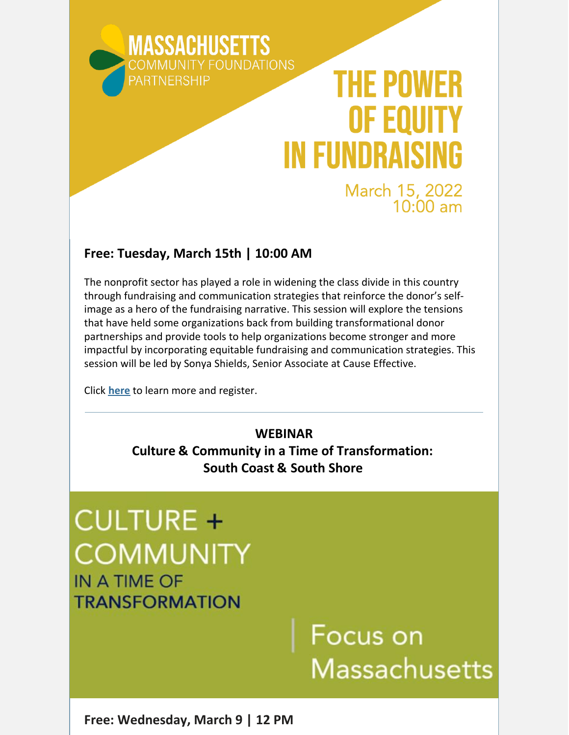MASSACHUSETTS
COMMUNITY FOUNDATIONS
PARTNERSHIP

# THE POWER OF EQUITY IN FUNDRAISING

March 15, 2022
10:00 am

**Free: Tuesday, March 15th | 10:00 AM**

The nonprofit sector has played a role in widening the class divide in this country through fundraising and communication strategies that reinforce the donor's self-image as a hero of the fundraising narrative. This session will explore the tensions that have held some organizations back from building transformational donor partnerships and provide tools to help organizations become stronger and more impactful by incorporating equitable fundraising and communication strategies. This session will be led by Sonya Shields, Senior Associate at Cause Effective.

Click **here** to learn more and register.

---

**WEBINAR**
**Culture & Community in a Time of Transformation: South Coast & South Shore**

CULTURE + COMMUNITY
IN A TIME OF TRANSFORMATION

Focus on Massachusetts

**Free: Wednesday, March 9 | 12 PM**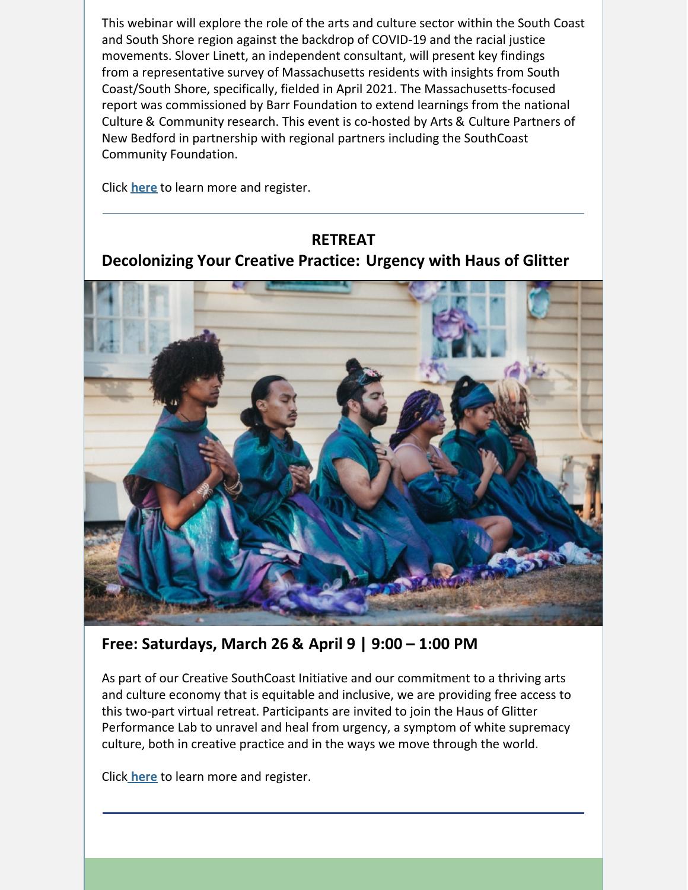This webinar will explore the role of the arts and culture sector within the South Coast and South Shore region against the backdrop of COVID-19 and the racial justice movements. Slover Linett, an independent consultant, will present key findings from a representative survey of Massachusetts residents with insights from South Coast/South Shore, specifically, fielded in April 2021. The Massachusetts-focused report was commissioned by Barr Foundation to extend learnings from the national Culture & Community research. This event is co-hosted by Arts & Culture Partners of New Bedford in partnership with regional partners including the SouthCoast Community Foundation.

Click **here** to learn more and register.

---

## RETREAT

## Decolonizing Your Creative Practice: Urgency with Haus of Glitter

### Free: Saturdays, March 26 & April 9 | 9:00 – 1:00 PM

As part of our Creative SouthCoast Initiative and our commitment to a thriving arts and culture economy that is equitable and inclusive, we are providing free access to this two-part virtual retreat. Participants are invited to join the Haus of Glitter Performance Lab to unravel and heal from urgency, a symptom of white supremacy culture, both in creative practice and in the ways we move through the world.

Click **here** to learn more and register.

---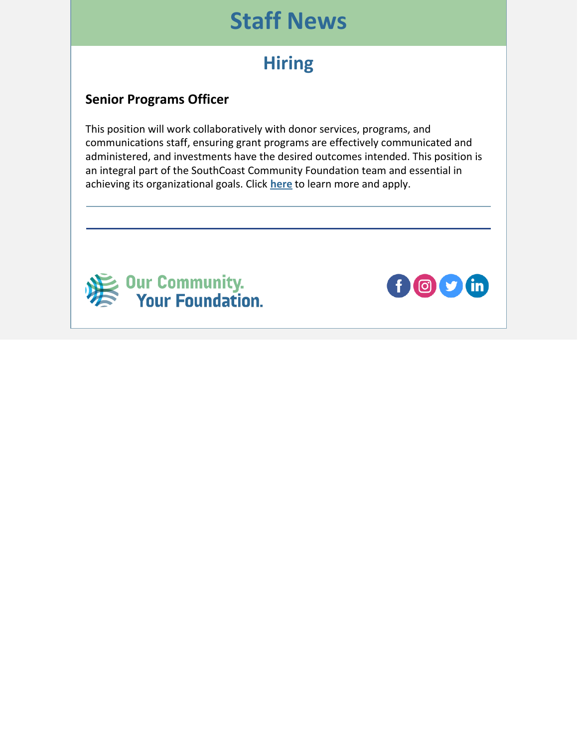# Staff News

## Hiring

### Senior Programs Officer

This position will work collaboratively with donor services, programs, and communications staff, ensuring grant programs are effectively communicated and administered, and investments have the desired outcomes intended. This position is an integral part of the SouthCoast Community Foundation team and essential in achieving its organizational goals. Click **here** to learn more and apply.

---

---

Our Community.
Your Foundation.